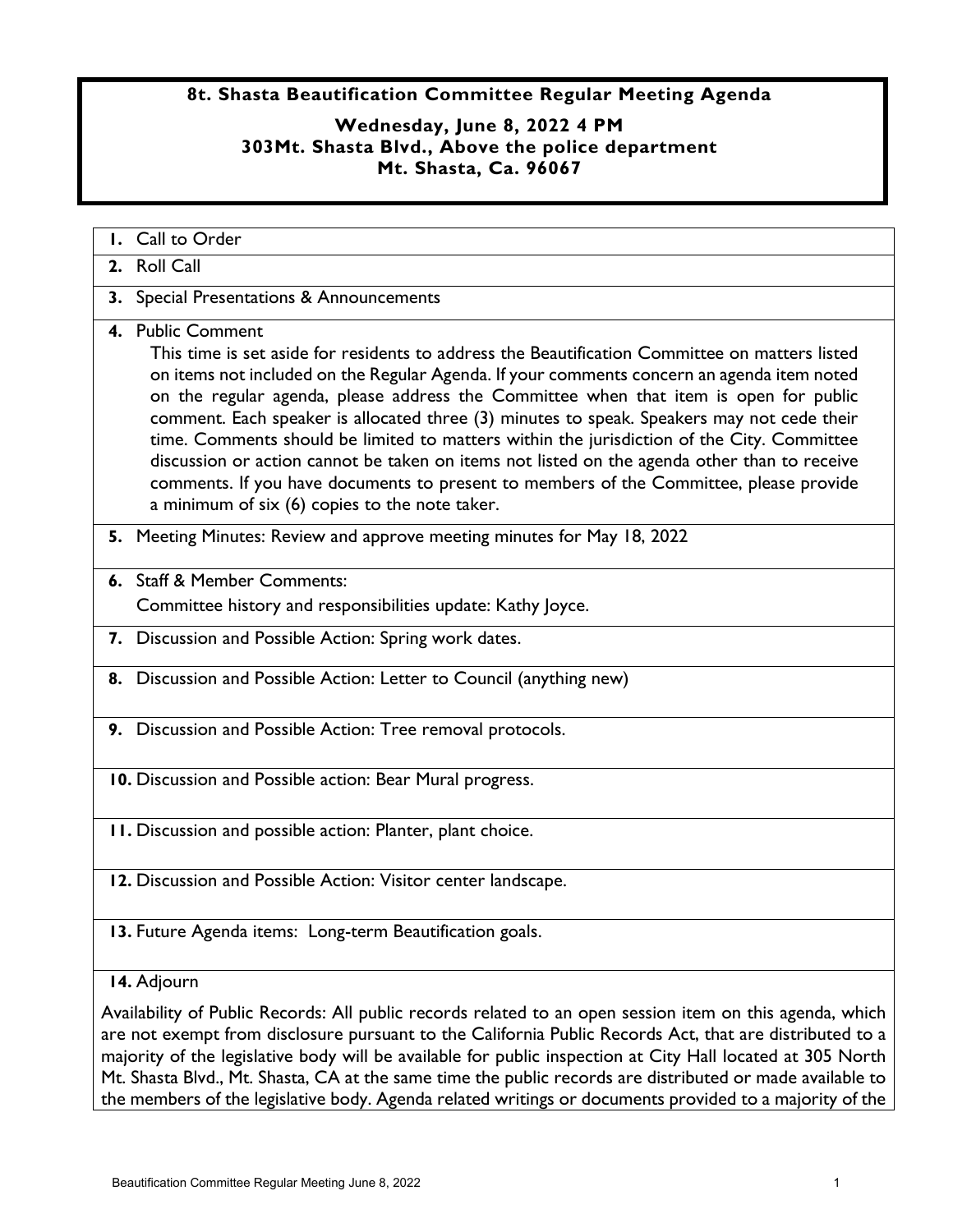**8t. Shasta Beautification Committee Regular Meeting Agenda**

**Wednesday, June 8, 2022 4 PM**
**303Mt. Shasta Blvd., Above the police department**
**Mt. Shasta, Ca. 96067**

**1.** Call to Order

**2.** Roll Call

**3.** Special Presentations & Announcements

**4.** Public Comment

This time is set aside for residents to address the Beautification Committee on matters listed on items not included on the Regular Agenda. If your comments concern an agenda item noted on the regular agenda, please address the Committee when that item is open for public comment. Each speaker is allocated three (3) minutes to speak. Speakers may not cede their time. Comments should be limited to matters within the jurisdiction of the City. Committee discussion or action cannot be taken on items not listed on the agenda other than to receive comments. If you have documents to present to members of the Committee, please provide a minimum of six (6) copies to the note taker.

**5.** Meeting Minutes: Review and approve meeting minutes for May 18, 2022

**6.** Staff & Member Comments:

Committee history and responsibilities update: Kathy Joyce.

**7.** Discussion and Possible Action: Spring work dates.

**8.** Discussion and Possible Action: Letter to Council (anything new)

**9.** Discussion and Possible Action: Tree removal protocols.

**10.** Discussion and Possible action: Bear Mural progress.

**11.** Discussion and possible action: Planter, plant choice.

**12.** Discussion and Possible Action: Visitor center landscape.

**13.** Future Agenda items: Long-term Beautification goals.

**14.** Adjourn

Availability of Public Records: All public records related to an open session item on this agenda, which are not exempt from disclosure pursuant to the California Public Records Act, that are distributed to a majority of the legislative body will be available for public inspection at City Hall located at 305 North Mt. Shasta Blvd., Mt. Shasta, CA at the same time the public records are distributed or made available to the members of the legislative body. Agenda related writings or documents provided to a majority of the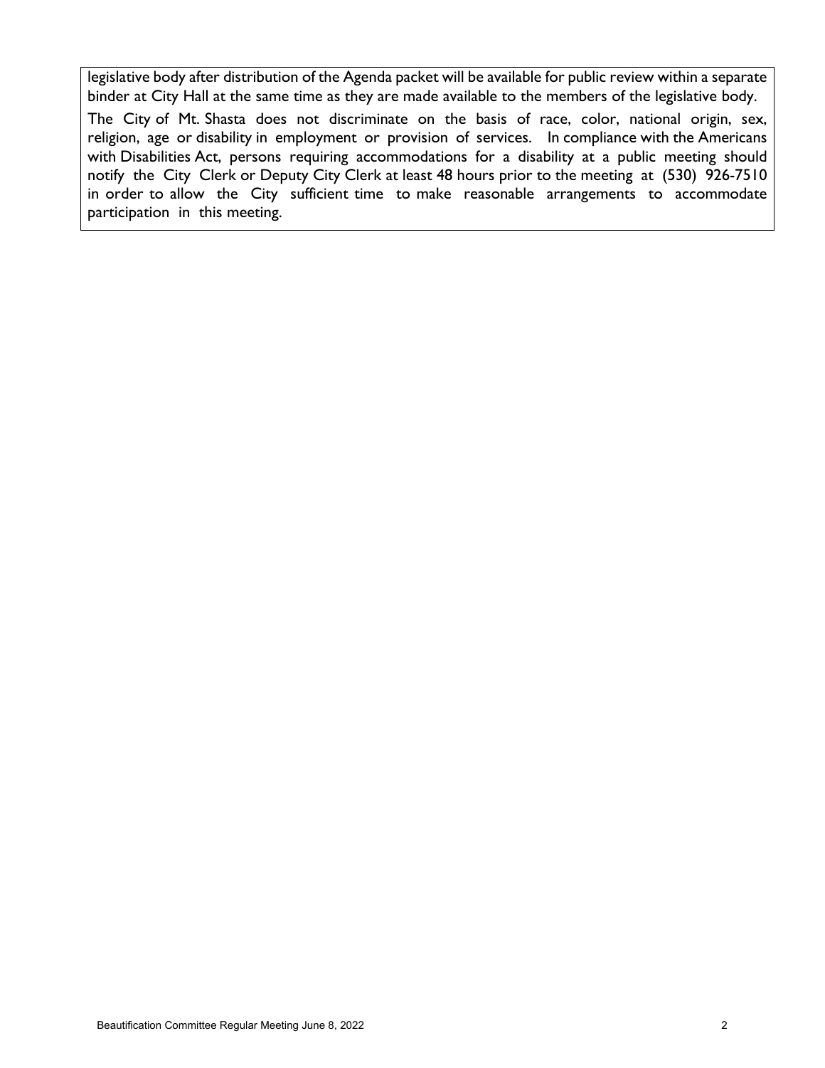legislative body after distribution of the Agenda packet will be available for public review within a separate binder at City Hall at the same time as they are made available to the members of the legislative body.

The City of Mt. Shasta does not discriminate on the basis of race, color, national origin, sex, religion, age or disability in employment or provision of services. In compliance with the Americans with Disabilities Act, persons requiring accommodations for a disability at a public meeting should notify the City Clerk or Deputy City Clerk at least 48 hours prior to the meeting at (530) 926-7510 in order to allow the City sufficient time to make reasonable arrangements to accommodate participation in this meeting.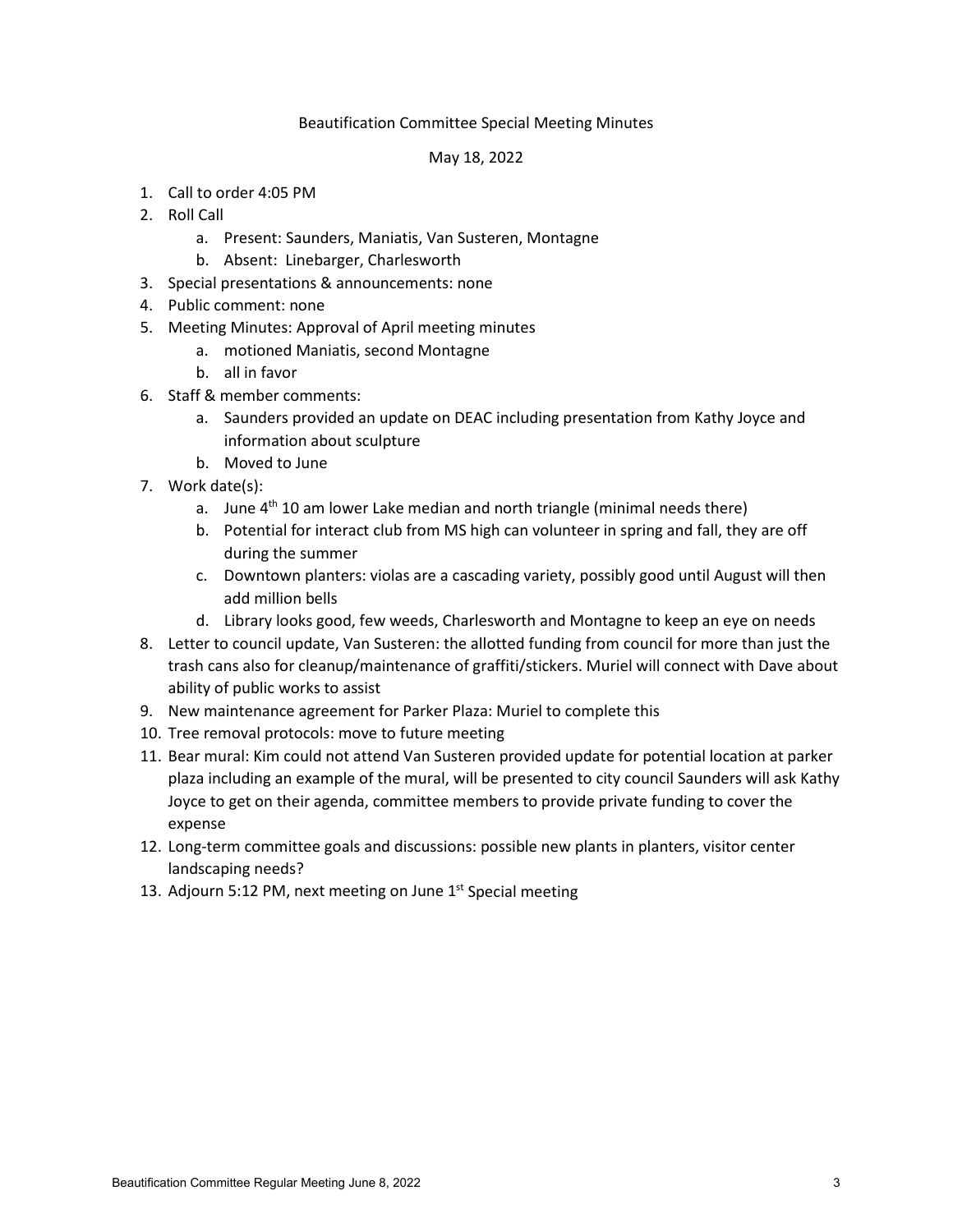Beautification Committee Special Meeting Minutes

May 18, 2022

1. Call to order 4:05 PM
2. Roll Call
   a. Present: Saunders, Maniatis, Van Susteren, Montagne
   b. Absent: Linebarger, Charlesworth
3. Special presentations & announcements: none
4. Public comment: none
5. Meeting Minutes: Approval of April meeting minutes
   a. motioned Maniatis, second Montagne
   b. all in favor
6. Staff & member comments:
   a. Saunders provided an update on DEAC including presentation from Kathy Joyce and information about sculpture
   b. Moved to June
7. Work date(s):
   a. June 4th 10 am lower Lake median and north triangle (minimal needs there)
   b. Potential for interact club from MS high can volunteer in spring and fall, they are off during the summer
   c. Downtown planters: violas are a cascading variety, possibly good until August will then add million bells
   d. Library looks good, few weeds, Charlesworth and Montagne to keep an eye on needs
8. Letter to council update, Van Susteren: the allotted funding from council for more than just the trash cans also for cleanup/maintenance of graffiti/stickers. Muriel will connect with Dave about ability of public works to assist
9. New maintenance agreement for Parker Plaza: Muriel to complete this
10. Tree removal protocols: move to future meeting
11. Bear mural: Kim could not attend Van Susteren provided update for potential location at parker plaza including an example of the mural, will be presented to city council Saunders will ask Kathy Joyce to get on their agenda, committee members to provide private funding to cover the expense
12. Long-term committee goals and discussions: possible new plants in planters, visitor center landscaping needs?
13. Adjourn 5:12 PM, next meeting on June 1st Special meeting